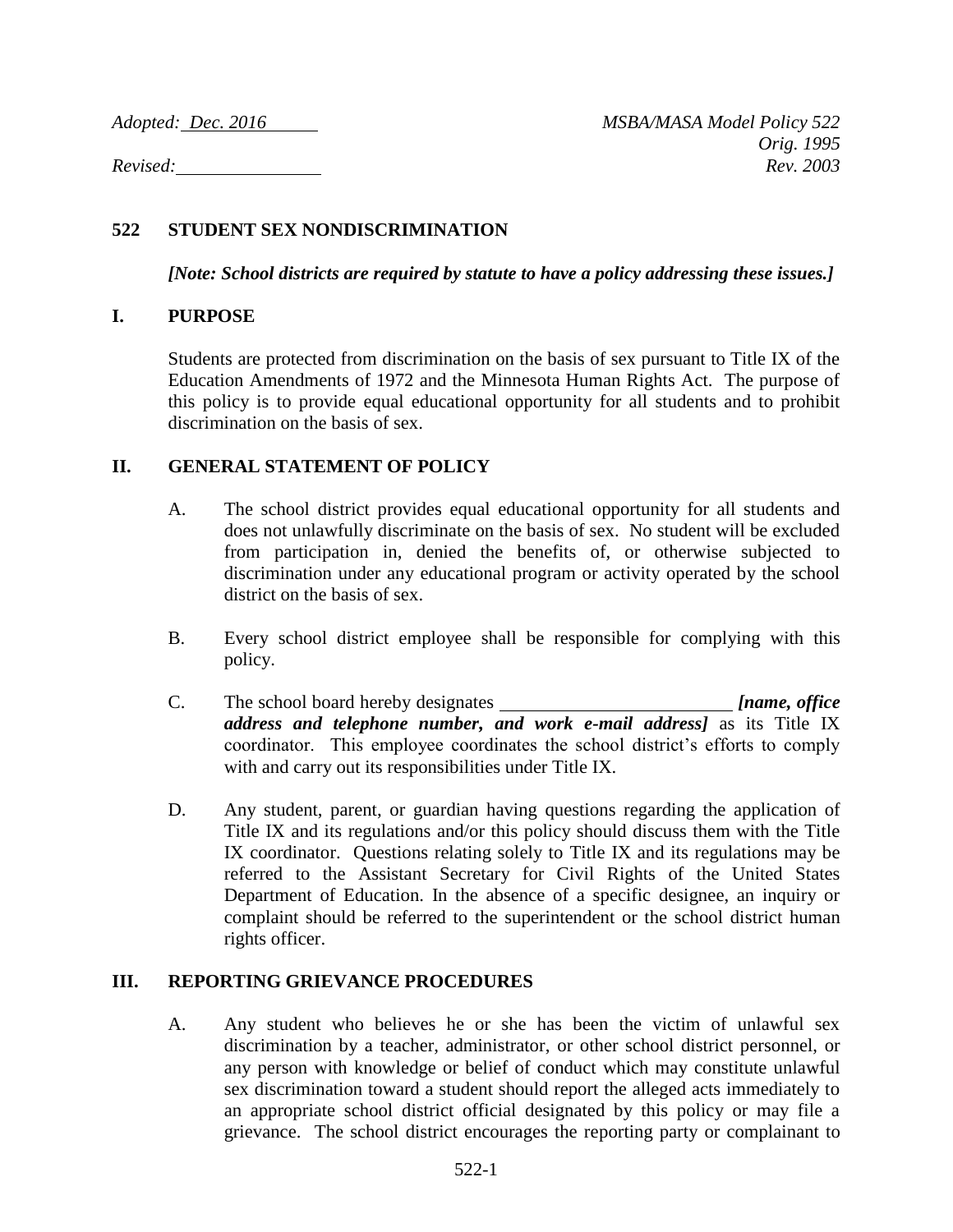*Adopted: Dec. 2016* *MSBA/MASA Model Policy 522*
*Orig. 1995*
*Revised:* *Rev. 2003*

## 522 STUDENT SEX NONDISCRIMINATION

***[Note: School districts are required by statute to have a policy addressing these issues.]***

### I. PURPOSE

Students are protected from discrimination on the basis of sex pursuant to Title IX of the Education Amendments of 1972 and the Minnesota Human Rights Act. The purpose of this policy is to provide equal educational opportunity for all students and to prohibit discrimination on the basis of sex.

### II. GENERAL STATEMENT OF POLICY

A. The school district provides equal educational opportunity for all students and does not unlawfully discriminate on the basis of sex. No student will be excluded from participation in, denied the benefits of, or otherwise subjected to discrimination under any educational program or activity operated by the school district on the basis of sex.

B. Every school district employee shall be responsible for complying with this policy.

C. The school board hereby designates \_\_\_\_\_\_\_\_\_\_\_\_\_\_\_\_\_\_\_\_\_\_\_\_ ***[name, office address and telephone number, and work e-mail address]*** as its Title IX coordinator. This employee coordinates the school district's efforts to comply with and carry out its responsibilities under Title IX.

D. Any student, parent, or guardian having questions regarding the application of Title IX and its regulations and/or this policy should discuss them with the Title IX coordinator. Questions relating solely to Title IX and its regulations may be referred to the Assistant Secretary for Civil Rights of the United States Department of Education. In the absence of a specific designee, an inquiry or complaint should be referred to the superintendent or the school district human rights officer.

### III. REPORTING GRIEVANCE PROCEDURES

A. Any student who believes he or she has been the victim of unlawful sex discrimination by a teacher, administrator, or other school district personnel, or any person with knowledge or belief of conduct which may constitute unlawful sex discrimination toward a student should report the alleged acts immediately to an appropriate school district official designated by this policy or may file a grievance. The school district encourages the reporting party or complainant to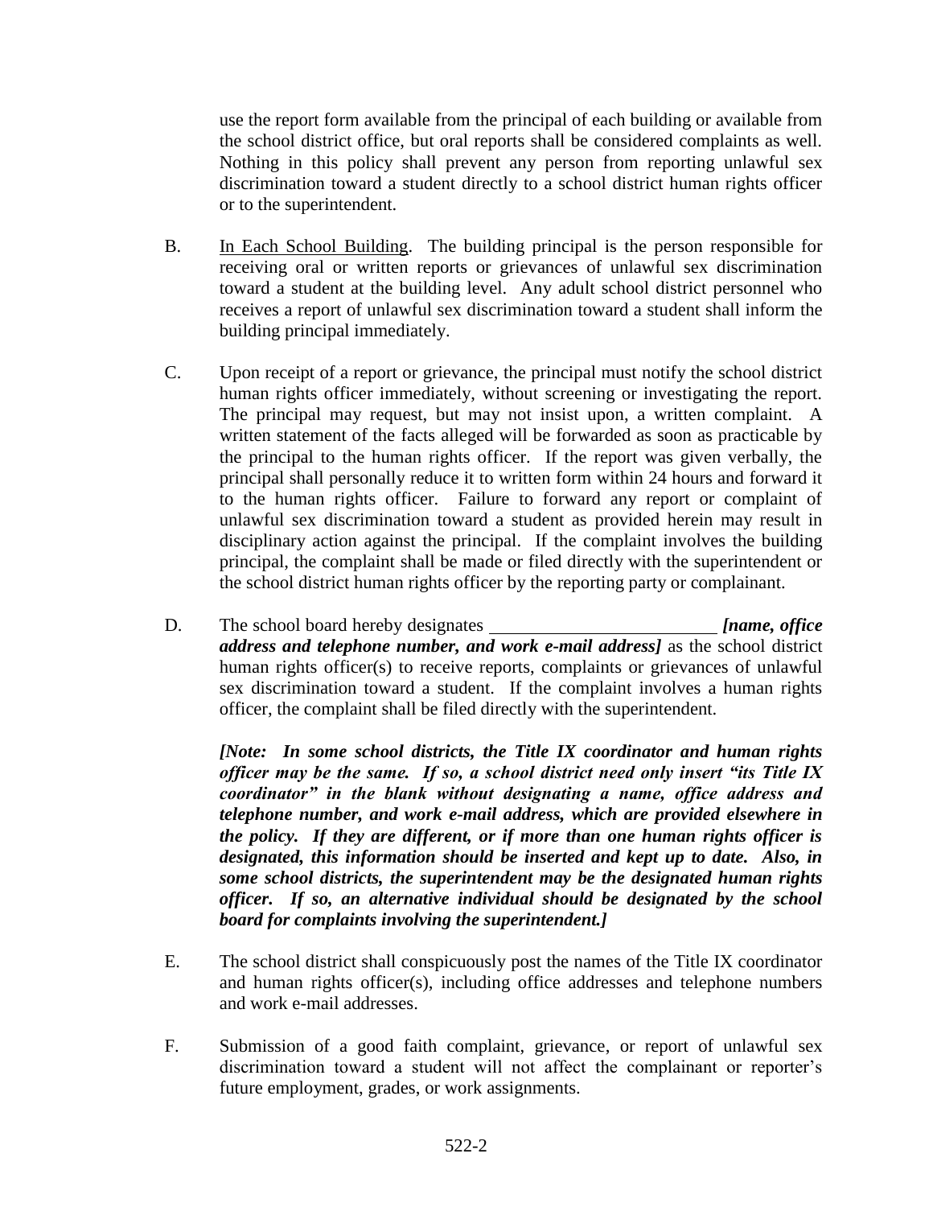use the report form available from the principal of each building or available from the school district office, but oral reports shall be considered complaints as well. Nothing in this policy shall prevent any person from reporting unlawful sex discrimination toward a student directly to a school district human rights officer or to the superintendent.

B. In Each School Building. The building principal is the person responsible for receiving oral or written reports or grievances of unlawful sex discrimination toward a student at the building level. Any adult school district personnel who receives a report of unlawful sex discrimination toward a student shall inform the building principal immediately.

C. Upon receipt of a report or grievance, the principal must notify the school district human rights officer immediately, without screening or investigating the report. The principal may request, but may not insist upon, a written complaint. A written statement of the facts alleged will be forwarded as soon as practicable by the principal to the human rights officer. If the report was given verbally, the principal shall personally reduce it to written form within 24 hours and forward it to the human rights officer. Failure to forward any report or complaint of unlawful sex discrimination toward a student as provided herein may result in disciplinary action against the principal. If the complaint involves the building principal, the complaint shall be made or filed directly with the superintendent or the school district human rights officer by the reporting party or complainant.

D. The school board hereby designates ________________________ ***[name, office address and telephone number, and work e-mail address]*** as the school district human rights officer(s) to receive reports, complaints or grievances of unlawful sex discrimination toward a student. If the complaint involves a human rights officer, the complaint shall be filed directly with the superintendent.

***[Note: In some school districts, the Title IX coordinator and human rights officer may be the same. If so, a school district need only insert "its Title IX coordinator" in the blank without designating a name, office address and telephone number, and work e-mail address, which are provided elsewhere in the policy. If they are different, or if more than one human rights officer is designated, this information should be inserted and kept up to date. Also, in some school districts, the superintendent may be the designated human rights officer. If so, an alternative individual should be designated by the school board for complaints involving the superintendent.]***

E. The school district shall conspicuously post the names of the Title IX coordinator and human rights officer(s), including office addresses and telephone numbers and work e-mail addresses.

F. Submission of a good faith complaint, grievance, or report of unlawful sex discrimination toward a student will not affect the complainant or reporter's future employment, grades, or work assignments.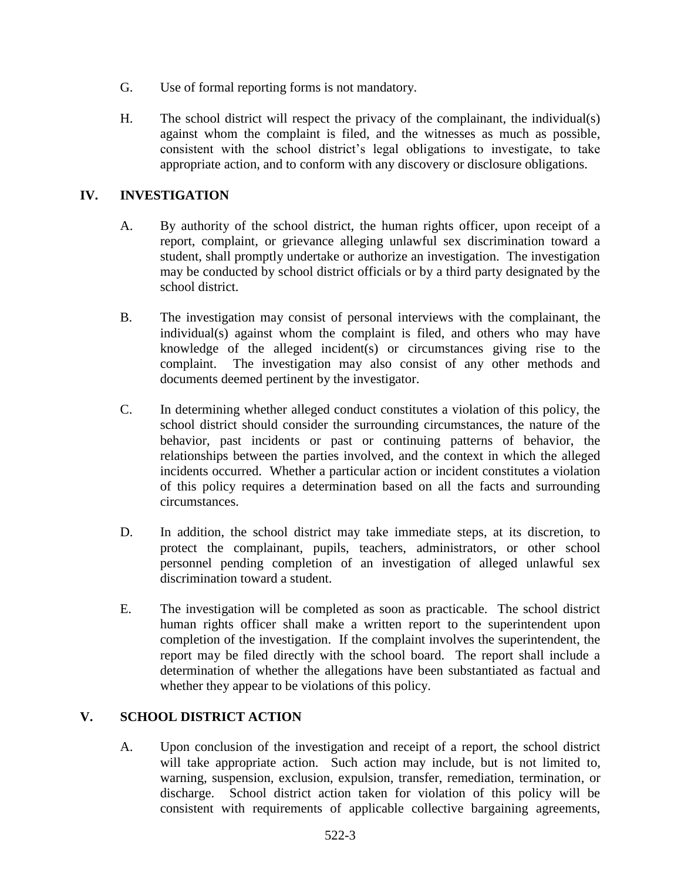G. Use of formal reporting forms is not mandatory.

H. The school district will respect the privacy of the complainant, the individual(s) against whom the complaint is filed, and the witnesses as much as possible, consistent with the school district's legal obligations to investigate, to take appropriate action, and to conform with any discovery or disclosure obligations.

## IV. INVESTIGATION

A. By authority of the school district, the human rights officer, upon receipt of a report, complaint, or grievance alleging unlawful sex discrimination toward a student, shall promptly undertake or authorize an investigation. The investigation may be conducted by school district officials or by a third party designated by the school district.

B. The investigation may consist of personal interviews with the complainant, the individual(s) against whom the complaint is filed, and others who may have knowledge of the alleged incident(s) or circumstances giving rise to the complaint. The investigation may also consist of any other methods and documents deemed pertinent by the investigator.

C. In determining whether alleged conduct constitutes a violation of this policy, the school district should consider the surrounding circumstances, the nature of the behavior, past incidents or past or continuing patterns of behavior, the relationships between the parties involved, and the context in which the alleged incidents occurred. Whether a particular action or incident constitutes a violation of this policy requires a determination based on all the facts and surrounding circumstances.

D. In addition, the school district may take immediate steps, at its discretion, to protect the complainant, pupils, teachers, administrators, or other school personnel pending completion of an investigation of alleged unlawful sex discrimination toward a student.

E. The investigation will be completed as soon as practicable. The school district human rights officer shall make a written report to the superintendent upon completion of the investigation. If the complaint involves the superintendent, the report may be filed directly with the school board. The report shall include a determination of whether the allegations have been substantiated as factual and whether they appear to be violations of this policy.

## V. SCHOOL DISTRICT ACTION

A. Upon conclusion of the investigation and receipt of a report, the school district will take appropriate action. Such action may include, but is not limited to, warning, suspension, exclusion, expulsion, transfer, remediation, termination, or discharge. School district action taken for violation of this policy will be consistent with requirements of applicable collective bargaining agreements,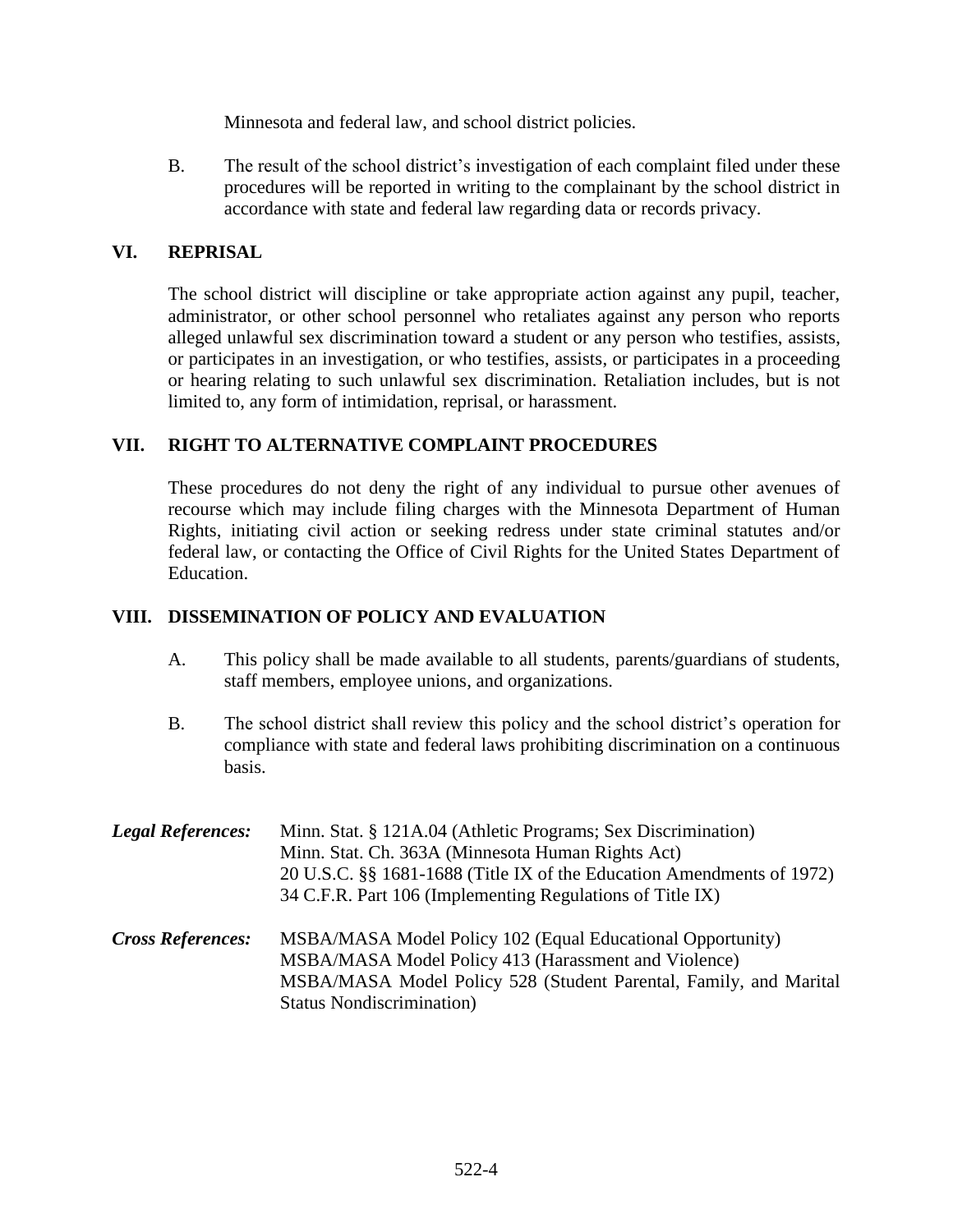Minnesota and federal law, and school district policies.

B. The result of the school district's investigation of each complaint filed under these procedures will be reported in writing to the complainant by the school district in accordance with state and federal law regarding data or records privacy.

## VI. REPRISAL

The school district will discipline or take appropriate action against any pupil, teacher, administrator, or other school personnel who retaliates against any person who reports alleged unlawful sex discrimination toward a student or any person who testifies, assists, or participates in an investigation, or who testifies, assists, or participates in a proceeding or hearing relating to such unlawful sex discrimination. Retaliation includes, but is not limited to, any form of intimidation, reprisal, or harassment.

## VII. RIGHT TO ALTERNATIVE COMPLAINT PROCEDURES

These procedures do not deny the right of any individual to pursue other avenues of recourse which may include filing charges with the Minnesota Department of Human Rights, initiating civil action or seeking redress under state criminal statutes and/or federal law, or contacting the Office of Civil Rights for the United States Department of Education.

## VIII. DISSEMINATION OF POLICY AND EVALUATION

A. This policy shall be made available to all students, parents/guardians of students, staff members, employee unions, and organizations.

B. The school district shall review this policy and the school district's operation for compliance with state and federal laws prohibiting discrimination on a continuous basis.

***Legal References:***
Minn. Stat. § 121A.04 (Athletic Programs; Sex Discrimination)
Minn. Stat. Ch. 363A (Minnesota Human Rights Act)
20 U.S.C. §§ 1681-1688 (Title IX of the Education Amendments of 1972)
34 C.F.R. Part 106 (Implementing Regulations of Title IX)

***Cross References:***
MSBA/MASA Model Policy 102 (Equal Educational Opportunity)
MSBA/MASA Model Policy 413 (Harassment and Violence)
MSBA/MASA Model Policy 528 (Student Parental, Family, and Marital Status Nondiscrimination)